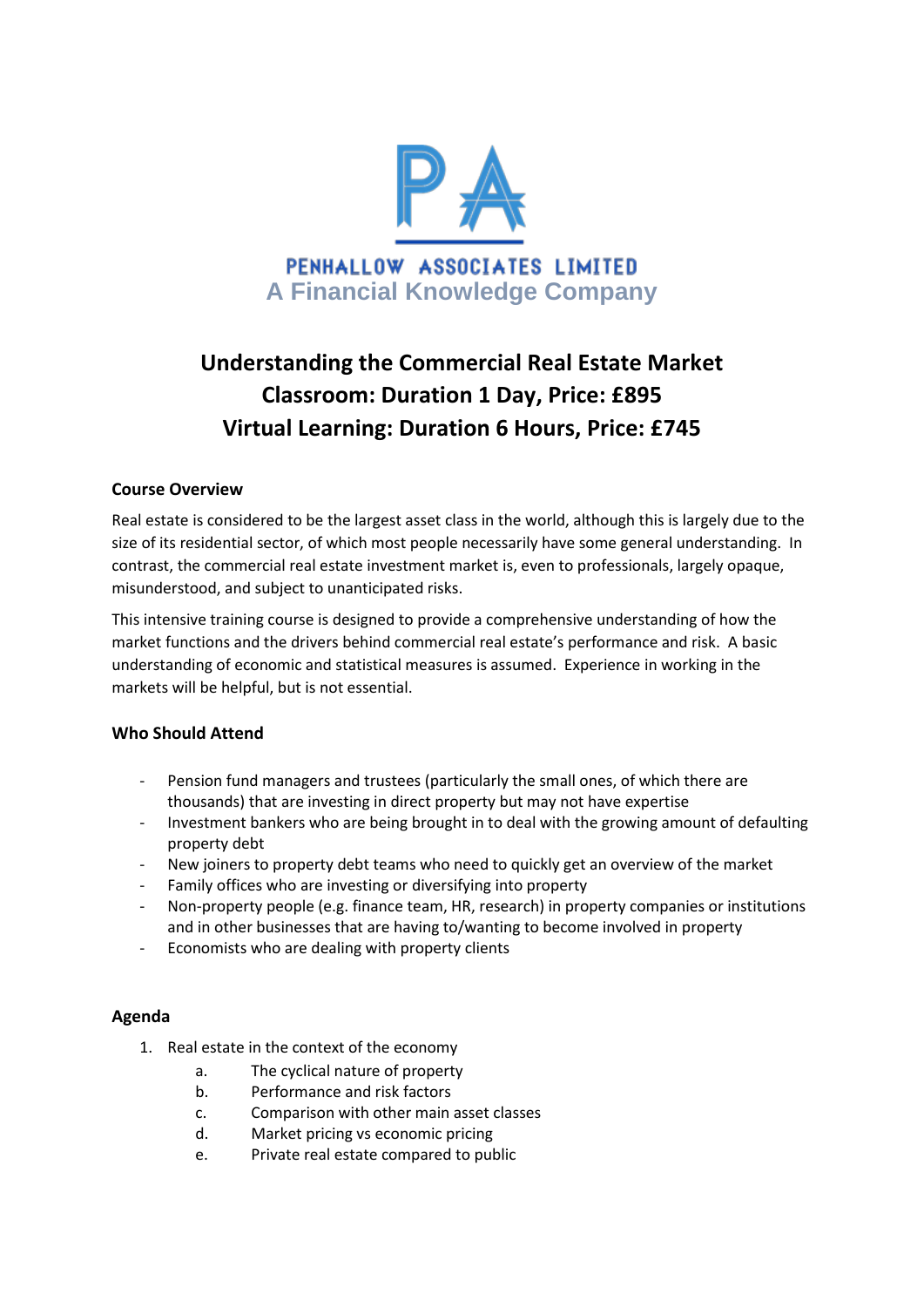PENHALLOW ASSOCIATES LIMITED

A Financial Knowledge Company

# Understanding the Commercial Real Estate Market
## Classroom: Duration 1 Day, Price: £895
## Virtual Learning: Duration 6 Hours, Price: £745

**Course Overview**

Real estate is considered to be the largest asset class in the world, although this is largely due to the size of its residential sector, of which most people necessarily have some general understanding. In contrast, the commercial real estate investment market is, even to professionals, largely opaque, misunderstood, and subject to unanticipated risks.

This intensive training course is designed to provide a comprehensive understanding of how the market functions and the drivers behind commercial real estate's performance and risk. A basic understanding of economic and statistical measures is assumed. Experience in working in the markets will be helpful, but is not essential.

**Who Should Attend**

- Pension fund managers and trustees (particularly the small ones, of which there are thousands) that are investing in direct property but may not have expertise
- Investment bankers who are being brought in to deal with the growing amount of defaulting property debt
- New joiners to property debt teams who need to quickly get an overview of the market
- Family offices who are investing or diversifying into property
- Non-property people (e.g. finance team, HR, research) in property companies or institutions and in other businesses that are having to/wanting to become involved in property
- Economists who are dealing with property clients

**Agenda**

1. Real estate in the context of the economy
    a. The cyclical nature of property
    b. Performance and risk factors
    c. Comparison with other main asset classes
    d. Market pricing vs economic pricing
    e. Private real estate compared to public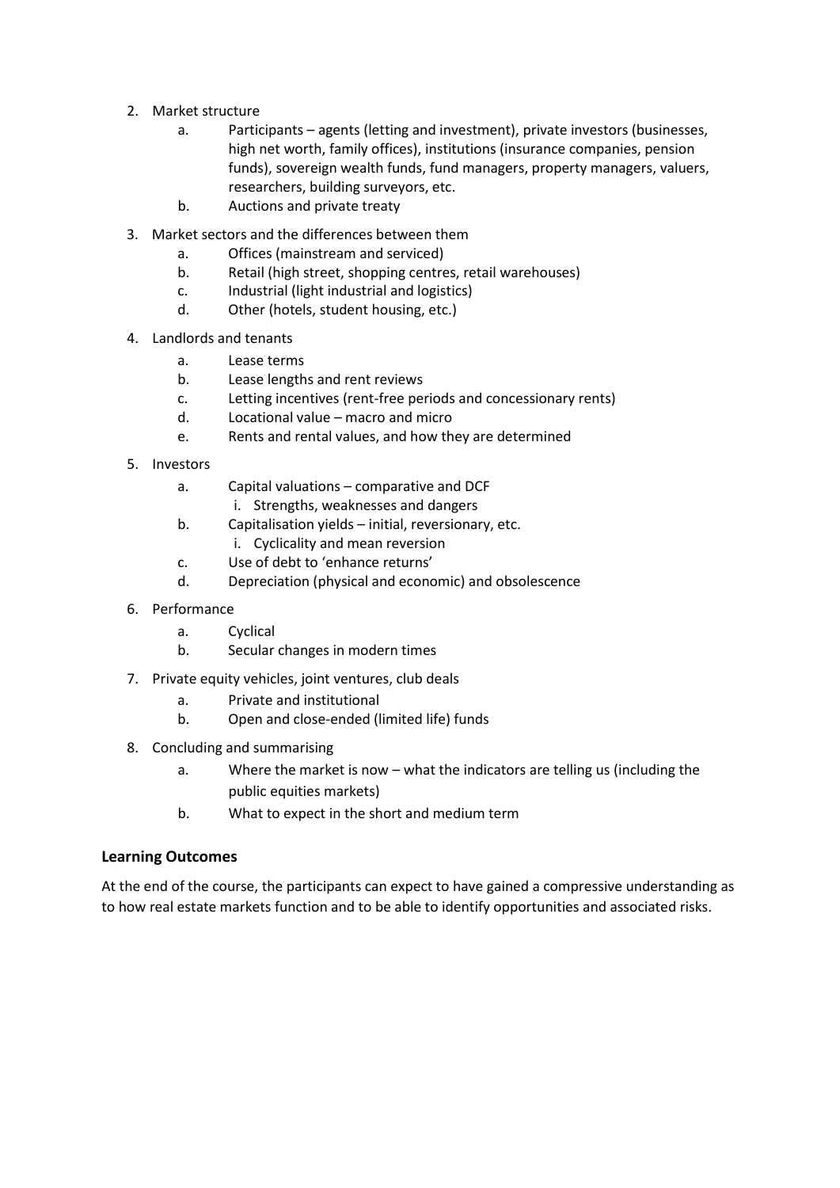2. Market structure
    a. Participants – agents (letting and investment), private investors (businesses, high net worth, family offices), institutions (insurance companies, pension funds), sovereign wealth funds, fund managers, property managers, valuers, researchers, building surveyors, etc.
    b. Auctions and private treaty
3. Market sectors and the differences between them
    a. Offices (mainstream and serviced)
    b. Retail (high street, shopping centres, retail warehouses)
    c. Industrial (light industrial and logistics)
    d. Other (hotels, student housing, etc.)
4. Landlords and tenants
    a. Lease terms
    b. Lease lengths and rent reviews
    c. Letting incentives (rent-free periods and concessionary rents)
    d. Locational value – macro and micro
    e. Rents and rental values, and how they are determined
5. Investors
    a. Capital valuations – comparative and DCF
        i. Strengths, weaknesses and dangers
    b. Capitalisation yields – initial, reversionary, etc.
        i. Cyclicality and mean reversion
    c. Use of debt to 'enhance returns'
    d. Depreciation (physical and economic) and obsolescence
6. Performance
    a. Cyclical
    b. Secular changes in modern times
7. Private equity vehicles, joint ventures, club deals
    a. Private and institutional
    b. Open and close-ended (limited life) funds
8. Concluding and summarising
    a. Where the market is now – what the indicators are telling us (including the public equities markets)
    b. What to expect in the short and medium term

**Learning Outcomes**

At the end of the course, the participants can expect to have gained a compressive understanding as to how real estate markets function and to be able to identify opportunities and associated risks.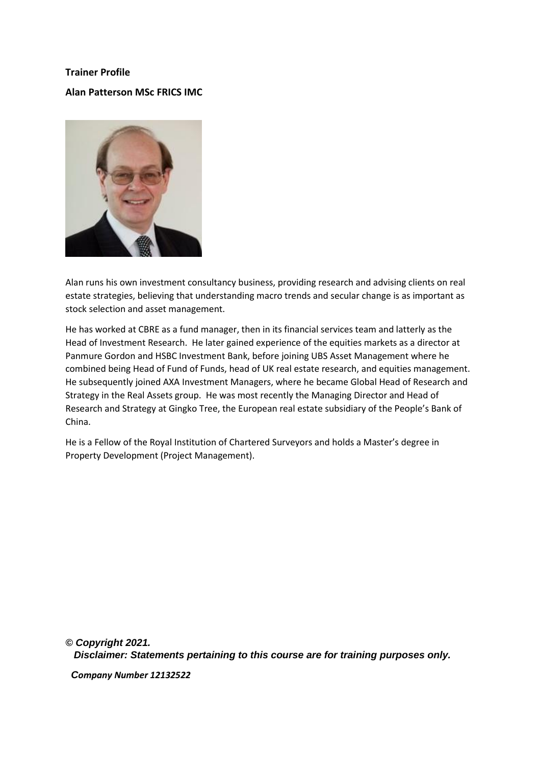**Trainer Profile**

**Alan Patterson MSc FRICS IMC**

Alan runs his own investment consultancy business, providing research and advising clients on real estate strategies, believing that understanding macro trends and secular change is as important as stock selection and asset management.

He has worked at CBRE as a fund manager, then in its financial services team and latterly as the Head of Investment Research. He later gained experience of the equities markets as a director at Panmure Gordon and HSBC Investment Bank, before joining UBS Asset Management where he combined being Head of Fund of Funds, head of UK real estate research, and equities management. He subsequently joined AXA Investment Managers, where he became Global Head of Research and Strategy in the Real Assets group. He was most recently the Managing Director and Head of Research and Strategy at Gingko Tree, the European real estate subsidiary of the People's Bank of China.

He is a Fellow of the Royal Institution of Chartered Surveyors and holds a Master's degree in Property Development (Project Management).

***© Copyright 2021.***
***Disclaimer: Statements pertaining to this course are for training purposes only.***

***Company Number 12132522***